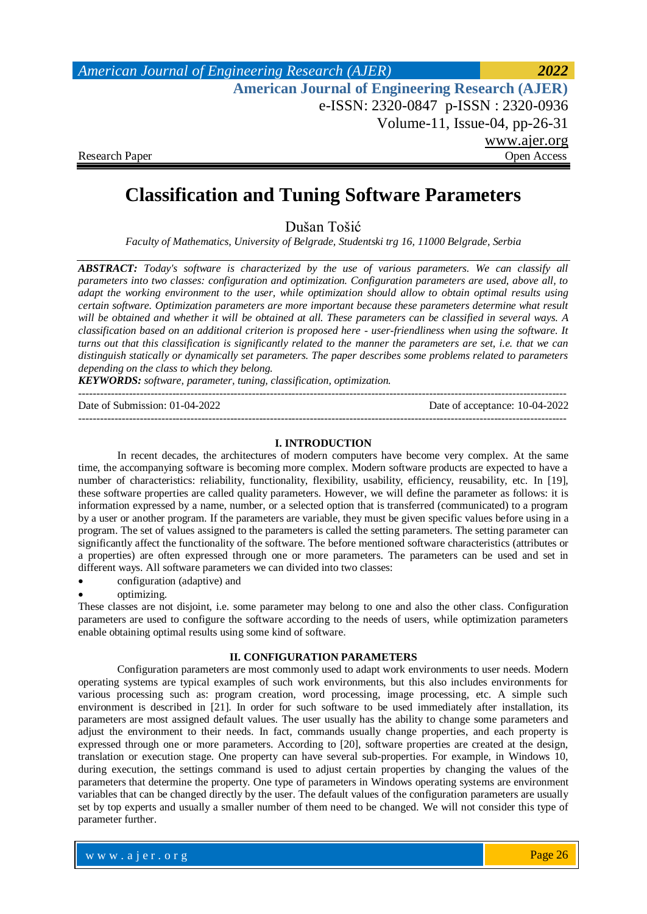Research Paper | Open Access

# Classification and Tuning Software Parameters

Dušan Tošić

*Faculty of Mathematics, University of Belgrade, Studentski trg 16, 11000 Belgrade, Serbia*

***ABSTRACT:*** *Today's software is characterized by the use of various parameters. We can classify all parameters into two classes: configuration and optimization. Configuration parameters are used, above all, to adapt the working environment to the user, while optimization should allow to obtain optimal results using certain software. Optimization parameters are more important because these parameters determine what result will be obtained and whether it will be obtained at all. These parameters can be classified in several ways. A classification based on an additional criterion is proposed here - user-friendliness when using the software. It turns out that this classification is significantly related to the manner the parameters are set, i.e. that we can distinguish statically or dynamically set parameters. The paper describes some problems related to parameters depending on the class to which they belong.*

***KEYWORDS:*** *software, parameter, tuning, classification, optimization.*

---

Date of Submission: 01-04-2022 | Date of acceptance: 10-04-2022

---

## I. INTRODUCTION

In recent decades, the architectures of modern computers have become very complex. At the same time, the accompanying software is becoming more complex. Modern software products are expected to have a number of characteristics: reliability, functionality, flexibility, usability, efficiency, reusability, etc. In [19], these software properties are called quality parameters. However, we will define the parameter as follows: it is information expressed by a name, number, or a selected option that is transferred (communicated) to a program by a user or another program. If the parameters are variable, they must be given specific values before using in a program. The set of values assigned to the parameters is called the setting parameters. The setting parameter can significantly affect the functionality of the software. The before mentioned software characteristics (attributes or a properties) are often expressed through one or more parameters. The parameters can be used and set in different ways. All software parameters we can divided into two classes:

- configuration (adaptive) and
- optimizing.

These classes are not disjoint, i.e. some parameter may belong to one and also the other class. Configuration parameters are used to configure the software according to the needs of users, while optimization parameters enable obtaining optimal results using some kind of software.

## II. CONFIGURATION PARAMETERS

Configuration parameters are most commonly used to adapt work environments to user needs. Modern operating systems are typical examples of such work environments, but this also includes environments for various processing such as: program creation, word processing, image processing, etc. A simple such environment is described in [21]. In order for such software to be used immediately after installation, its parameters are most assigned default values. The user usually has the ability to change some parameters and adjust the environment to their needs. In fact, commands usually change properties, and each property is expressed through one or more parameters. According to [20], software properties are created at the design, translation or execution stage. One property can have several sub-properties. For example, in Windows 10, during execution, the settings command is used to adjust certain properties by changing the values of the parameters that determine the property. One type of parameters in Windows operating systems are environment variables that can be changed directly by the user. The default values of the configuration parameters are usually set by top experts and usually a smaller number of them need to be changed. We will not consider this type of parameter further.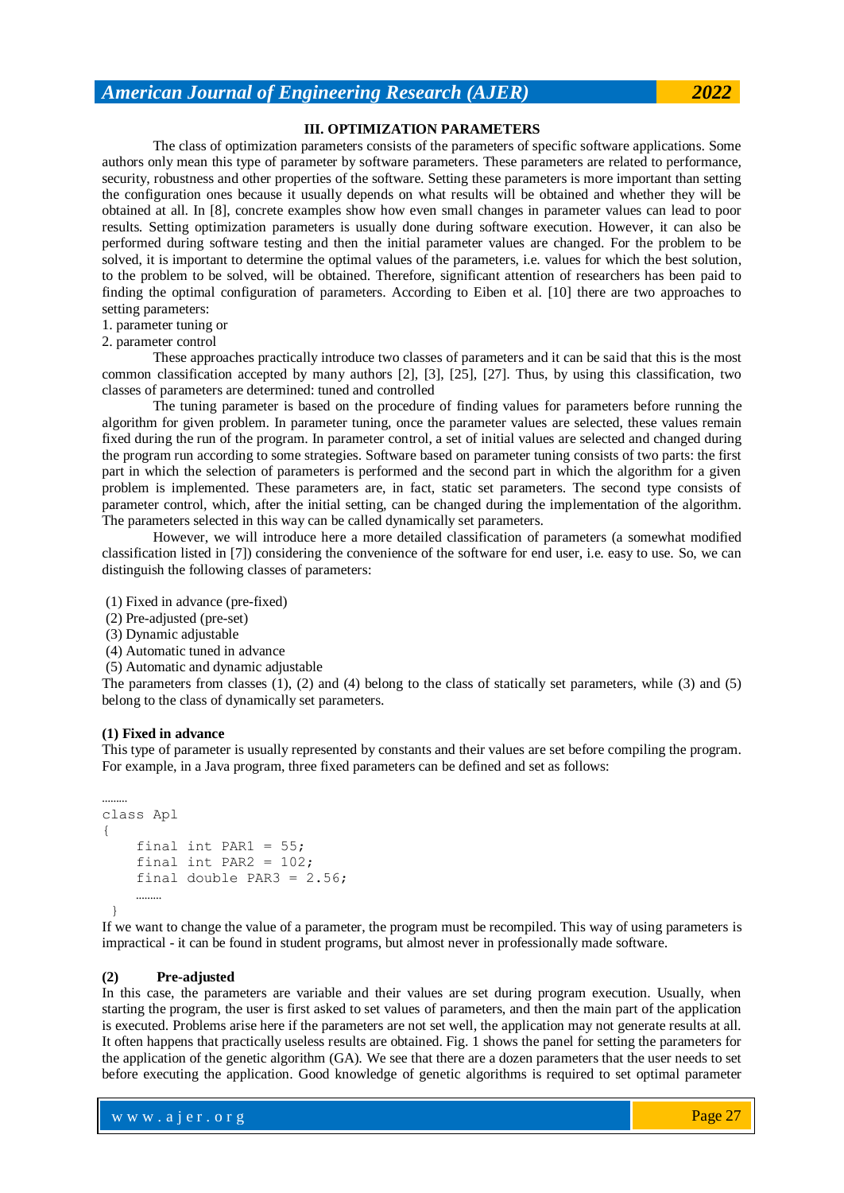## III. OPTIMIZATION PARAMETERS

The class of optimization parameters consists of the parameters of specific software applications. Some authors only mean this type of parameter by software parameters. These parameters are related to performance, security, robustness and other properties of the software. Setting these parameters is more important than setting the configuration ones because it usually depends on what results will be obtained and whether they will be obtained at all. In [8], concrete examples show how even small changes in parameter values can lead to poor results. Setting optimization parameters is usually done during software execution. However, it can also be performed during software testing and then the initial parameter values are changed. For the problem to be solved, it is important to determine the optimal values of the parameters, i.e. values for which the best solution, to the problem to be solved, will be obtained. Therefore, significant attention of researchers has been paid to finding the optimal configuration of parameters. According to Eiben et al. [10] there are two approaches to setting parameters:

1. parameter tuning or
2. parameter control

These approaches practically introduce two classes of parameters and it can be said that this is the most common classification accepted by many authors [2], [3], [25], [27]. Thus, by using this classification, two classes of parameters are determined: tuned and controlled

The tuning parameter is based on the procedure of finding values for parameters before running the algorithm for given problem. In parameter tuning, once the parameter values are selected, these values remain fixed during the run of the program. In parameter control, a set of initial values are selected and changed during the program run according to some strategies. Software based on parameter tuning consists of two parts: the first part in which the selection of parameters is performed and the second part in which the algorithm for a given problem is implemented. These parameters are, in fact, static set parameters. The second type consists of parameter control, which, after the initial setting, can be changed during the implementation of the algorithm. The parameters selected in this way can be called dynamically set parameters.

However, we will introduce here a more detailed classification of parameters (a somewhat modified classification listed in [7]) considering the convenience of the software for end user, i.e. easy to use. So, we can distinguish the following classes of parameters:

(1) Fixed in advance (pre-fixed)
(2) Pre-adjusted (pre-set)
(3) Dynamic adjustable
(4) Automatic tuned in advance
(5) Automatic and dynamic adjustable

The parameters from classes (1), (2) and (4) belong to the class of statically set parameters, while (3) and (5) belong to the class of dynamically set parameters.

**(1) Fixed in advance**

This type of parameter is usually represented by constants and their values are set before compiling the program. For example, in a Java program, three fixed parameters can be defined and set as follows:

```
.........
class Apl
{
    final int PAR1 = 55;
    final int PAR2 = 102;
    final double PAR3 = 2.56;
    .........
 }
```

If we want to change the value of a parameter, the program must be recompiled. This way of using parameters is impractical - it can be found in student programs, but almost never in professionally made software.

**(2) Pre-adjusted**

In this case, the parameters are variable and their values are set during program execution. Usually, when starting the program, the user is first asked to set values of parameters, and then the main part of the application is executed. Problems arise here if the parameters are not set well, the application may not generate results at all. It often happens that practically useless results are obtained. Fig. 1 shows the panel for setting the parameters for the application of the genetic algorithm (GA). We see that there are a dozen parameters that the user needs to set before executing the application. Good knowledge of genetic algorithms is required to set optimal parameter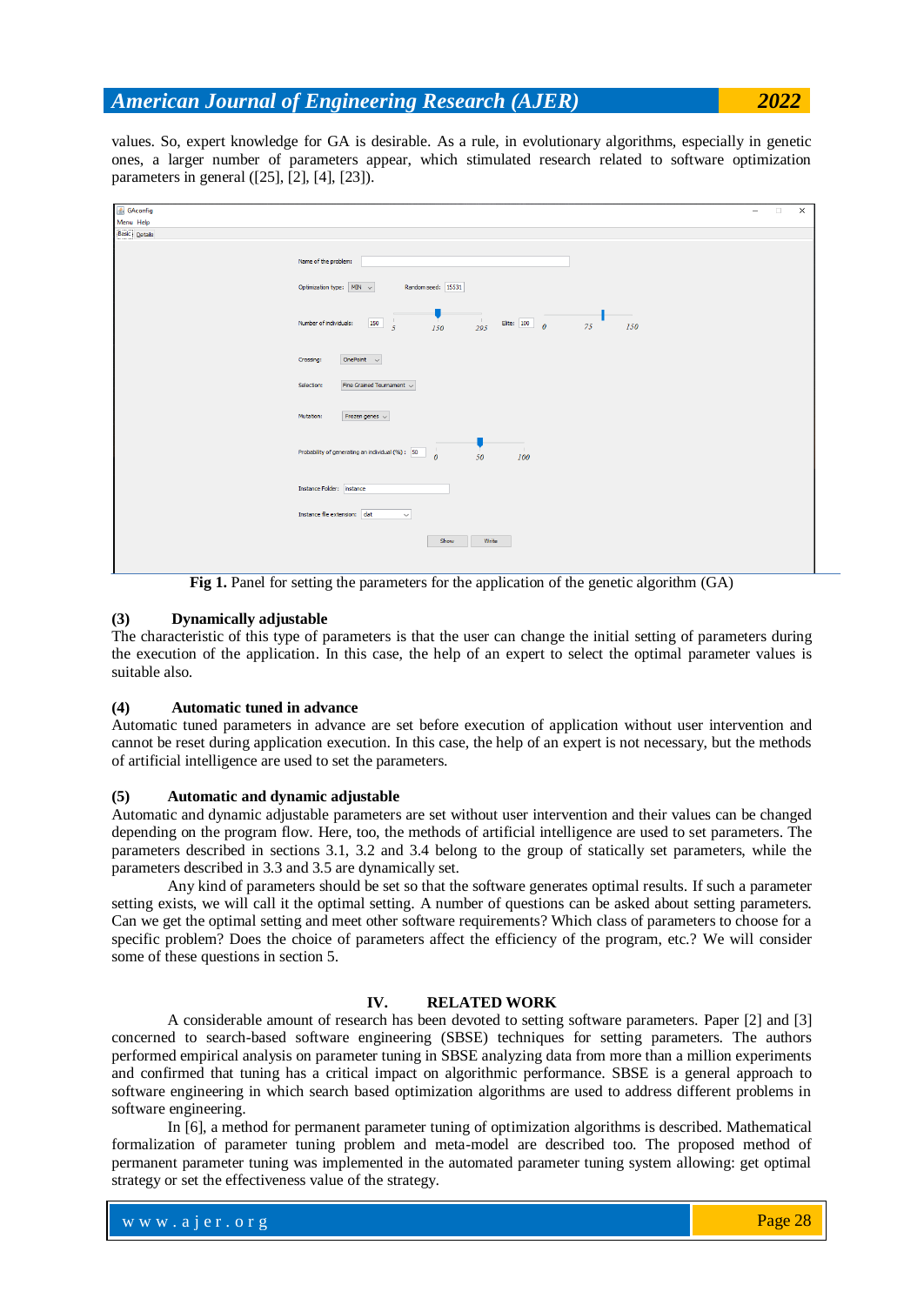values. So, expert knowledge for GA is desirable. As a rule, in evolutionary algorithms, especially in genetic ones, a larger number of parameters appear, which stimulated research related to software optimization parameters in general ([25], [2], [4], [23]).

**Fig 1.** Panel for setting the parameters for the application of the genetic algorithm (GA)

**(3) Dynamically adjustable**

The characteristic of this type of parameters is that the user can change the initial setting of parameters during the execution of the application. In this case, the help of an expert to select the optimal parameter values is suitable also.

**(4) Automatic tuned in advance**

Automatic tuned parameters in advance are set before execution of application without user intervention and cannot be reset during application execution. In this case, the help of an expert is not necessary, but the methods of artificial intelligence are used to set the parameters.

**(5) Automatic and dynamic adjustable**

Automatic and dynamic adjustable parameters are set without user intervention and their values can be changed depending on the program flow. Here, too, the methods of artificial intelligence are used to set parameters. The parameters described in sections 3.1, 3.2 and 3.4 belong to the group of statically set parameters, while the parameters described in 3.3 and 3.5 are dynamically set.

Any kind of parameters should be set so that the software generates optimal results. If such a parameter setting exists, we will call it the optimal setting. A number of questions can be asked about setting parameters. Can we get the optimal setting and meet other software requirements? Which class of parameters to choose for a specific problem? Does the choice of parameters affect the efficiency of the program, etc.? We will consider some of these questions in section 5.

## IV. RELATED WORK

A considerable amount of research has been devoted to setting software parameters. Paper [2] and [3] concerned to search-based software engineering (SBSE) techniques for setting parameters. The authors performed empirical analysis on parameter tuning in SBSE analyzing data from more than a million experiments and confirmed that tuning has a critical impact on algorithmic performance. SBSE is a general approach to software engineering in which search based optimization algorithms are used to address different problems in software engineering.

In [6], a method for permanent parameter tuning of optimization algorithms is described. Mathematical formalization of parameter tuning problem and meta-model are described too. The proposed method of permanent parameter tuning was implemented in the automated parameter tuning system allowing: get optimal strategy or set the effectiveness value of the strategy.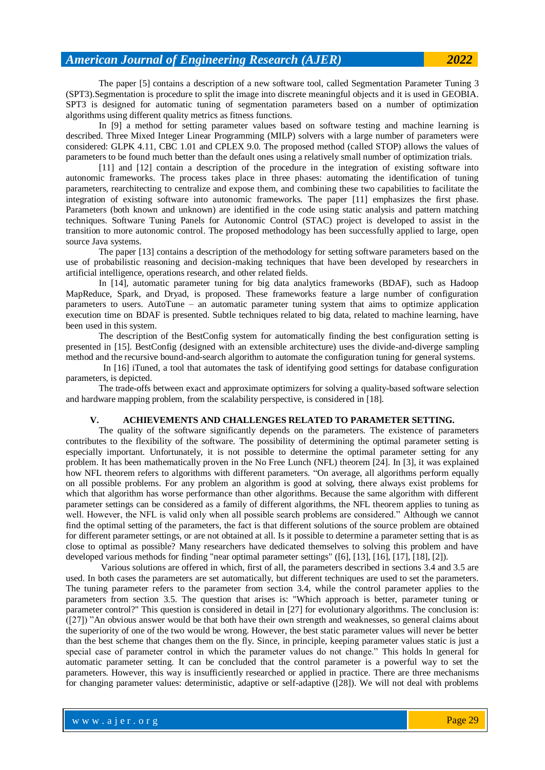The paper [5] contains a description of a new software tool, called Segmentation Parameter Tuning 3 (SPT3).Segmentation is procedure to split the image into discrete meaningful objects and it is used in GEOBIA. SPT3 is designed for automatic tuning of segmentation parameters based on a number of optimization algorithms using different quality metrics as fitness functions.

In [9] a method for setting parameter values based on software testing and machine learning is described. Three Mixed Integer Linear Programming (MILP) solvers with a large number of parameters were considered: GLPK 4.11, CBC 1.01 and CPLEX 9.0. The proposed method (called STOP) allows the values of parameters to be found much better than the default ones using a relatively small number of optimization trials.

[11] and [12] contain a description of the procedure in the integration of existing software into autonomic frameworks. The process takes place in three phases: automating the identification of tuning parameters, rearchitecting to centralize and expose them, and combining these two capabilities to facilitate the integration of existing software into autonomic frameworks. The paper [11] emphasizes the first phase. Parameters (both known and unknown) are identified in the code using static analysis and pattern matching techniques. Software Tuning Panels for Autonomic Control (STAC) project is developed to assist in the transition to more autonomic control. The proposed methodology has been successfully applied to large, open source Java systems.

The paper [13] contains a description of the methodology for setting software parameters based on the use of probabilistic reasoning and decision-making techniques that have been developed by researchers in artificial intelligence, operations research, and other related fields.

In [14], automatic parameter tuning for big data analytics frameworks (BDAF), such as Hadoop MapReduce, Spark, and Dryad, is proposed. These frameworks feature a large number of configuration parameters to users. AutoTune – an automatic parameter tuning system that aims to optimize application execution time on BDAF is presented. Subtle techniques related to big data, related to machine learning, have been used in this system.

The description of the BestConfig system for automatically finding the best configuration setting is presented in [15]. BestConfig (designed with an extensible architecture) uses the divide-and-diverge sampling method and the recursive bound-and-search algorithm to automate the configuration tuning for general systems.

In [16] iTuned, a tool that automates the task of identifying good settings for database configuration parameters, is depicted.

The trade-offs between exact and approximate optimizers for solving a quality-based software selection and hardware mapping problem, from the scalability perspective, is considered in [18].

## V. ACHIEVEMENTS AND CHALLENGES RELATED TO PARAMETER SETTING.

The quality of the software significantly depends on the parameters. The existence of parameters contributes to the flexibility of the software. The possibility of determining the optimal parameter setting is especially important. Unfortunately, it is not possible to determine the optimal parameter setting for any problem. It has been mathematically proven in the No Free Lunch (NFL) theorem [24]. In [3], it was explained how NFL theorem refers to algorithms with different parameters. "On average, all algorithms perform equally on all possible problems. For any problem an algorithm is good at solving, there always exist problems for which that algorithm has worse performance than other algorithms. Because the same algorithm with different parameter settings can be considered as a family of different algorithms, the NFL theorem applies to tuning as well. However, the NFL is valid only when all possible search problems are considered." Although we cannot find the optimal setting of the parameters, the fact is that different solutions of the source problem are obtained for different parameter settings, or are not obtained at all. Is it possible to determine a parameter setting that is as close to optimal as possible? Many researchers have dedicated themselves to solving this problem and have developed various methods for finding "near optimal parameter settings" ([6], [13], [16], [17], [18], [2]).

Various solutions are offered in which, first of all, the parameters described in sections 3.4 and 3.5 are used. In both cases the parameters are set automatically, but different techniques are used to set the parameters. The tuning parameter refers to the parameter from section 3.4, while the control parameter applies to the parameters from section 3.5. The question that arises is: "Which approach is better, parameter tuning or parameter control?" This question is considered in detail in [27] for evolutionary algorithms. The conclusion is: ([27]) "An obvious answer would be that both have their own strength and weaknesses, so general claims about the superiority of one of the two would be wrong. However, the best static parameter values will never be better than the best scheme that changes them on the fly. Since, in principle, keeping parameter values static is just a special case of parameter control in which the parameter values do not change." This holds ln general for automatic parameter setting. It can be concluded that the control parameter is a powerful way to set the parameters. However, this way is insufficiently researched or applied in practice. There are three mechanisms for changing parameter values: deterministic, adaptive or self-adaptive ([28]). We will not deal with problems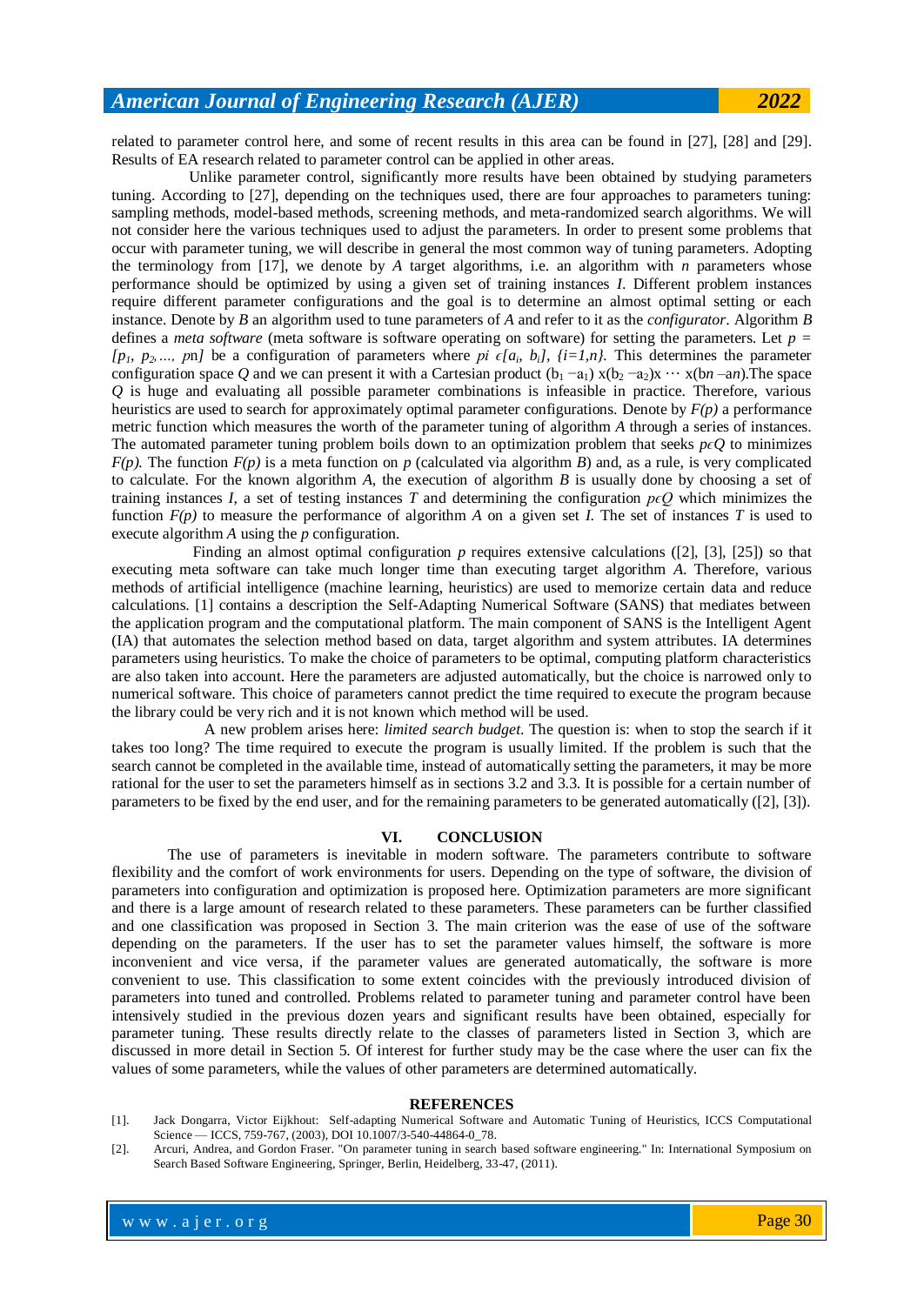related to parameter control here, and some of recent results in this area can be found in [27], [28] and [29]. Results of EA research related to parameter control can be applied in other areas.

Unlike parameter control, significantly more results have been obtained by studying parameters tuning. According to [27], depending on the techniques used, there are four approaches to parameters tuning: sampling methods, model-based methods, screening methods, and meta-randomized search algorithms. We will not consider here the various techniques used to adjust the parameters. In order to present some problems that occur with parameter tuning, we will describe in general the most common way of tuning parameters. Adopting the terminology from [17], we denote by *A* target algorithms, i.e. an algorithm with *n* parameters whose performance should be optimized by using a given set of training instances *I*. Different problem instances require different parameter configurations and the goal is to determine an almost optimal setting or each instance. Denote by *B* an algorithm used to tune parameters of *A* and refer to it as the *configurator*. Algorithm *B* defines a *meta software* (meta software is software operating on software) for setting the parameters. Let $p = [p_1, p_2, ..., p_n]$ be a configuration of parameters where $p_i \in [a_i, b_i]$, $\{i=1,n\}$. This determines the parameter configuration space *Q* and we can present it with a Cartesian product $(b_1 - a_1) \times (b_2 - a_2) \times \cdots \times (b_n - a_n)$.The space *Q* is huge and evaluating all possible parameter combinations is infeasible in practice. Therefore, various heuristics are used to search for approximately optimal parameter configurations. Denote by *F(p)* a performance metric function which measures the worth of the parameter tuning of algorithm *A* through a series of instances. The automated parameter tuning problem boils down to an optimization problem that seeks $p \in Q$ to minimizes *F(p)*. The function *F(p)* is a meta function on *p* (calculated via algorithm *B*) and, as a rule, is very complicated to calculate. For the known algorithm *A*, the execution of algorithm *B* is usually done by choosing a set of training instances *I*, a set of testing instances *T* and determining the configuration $p \in Q$ which minimizes the function *F(p)* to measure the performance of algorithm *A* on a given set *I*. The set of instances *T* is used to execute algorithm *A* using the *p* configuration.

Finding an almost optimal configuration *p* requires extensive calculations ([2], [3], [25]) so that executing meta software can take much longer time than executing target algorithm *A*. Therefore, various methods of artificial intelligence (machine learning, heuristics) are used to memorize certain data and reduce calculations. [1] contains a description the Self-Adapting Numerical Software (SANS) that mediates between the application program and the computational platform. The main component of SANS is the Intelligent Agent (IA) that automates the selection method based on data, target algorithm and system attributes. IA determines parameters using heuristics. To make the choice of parameters to be optimal, computing platform characteristics are also taken into account. Here the parameters are adjusted automatically, but the choice is narrowed only to numerical software. This choice of parameters cannot predict the time required to execute the program because the library could be very rich and it is not known which method will be used.

A new problem arises here: *limited search budget*. The question is: when to stop the search if it takes too long? The time required to execute the program is usually limited. If the problem is such that the search cannot be completed in the available time, instead of automatically setting the parameters, it may be more rational for the user to set the parameters himself as in sections 3.2 and 3.3. It is possible for a certain number of parameters to be fixed by the end user, and for the remaining parameters to be generated automatically ([2], [3]).

## VI. CONCLUSION

The use of parameters is inevitable in modern software. The parameters contribute to software flexibility and the comfort of work environments for users. Depending on the type of software, the division of parameters into configuration and optimization is proposed here. Optimization parameters are more significant and there is a large amount of research related to these parameters. These parameters can be further classified and one classification was proposed in Section 3. The main criterion was the ease of use of the software depending on the parameters. If the user has to set the parameter values himself, the software is more inconvenient and vice versa, if the parameter values are generated automatically, the software is more convenient to use. This classification to some extent coincides with the previously introduced division of parameters into tuned and controlled. Problems related to parameter tuning and parameter control have been intensively studied in the previous dozen years and significant results have been obtained, especially for parameter tuning. These results directly relate to the classes of parameters listed in Section 3, which are discussed in more detail in Section 5. Of interest for further study may be the case where the user can fix the values of some parameters, while the values of other parameters are determined automatically.

## REFERENCES

[1]. Jack Dongarra, Victor Eijkhout: Self-adapting Numerical Software and Automatic Tuning of Heuristics, ICCS Computational Science — ICCS, 759-767, (2003), DOI 10.1007/3-540-44864-0_78.

[2]. Arcuri, Andrea, and Gordon Fraser. "On parameter tuning in search based software engineering." In: International Symposium on Search Based Software Engineering, Springer, Berlin, Heidelberg, 33-47, (2011).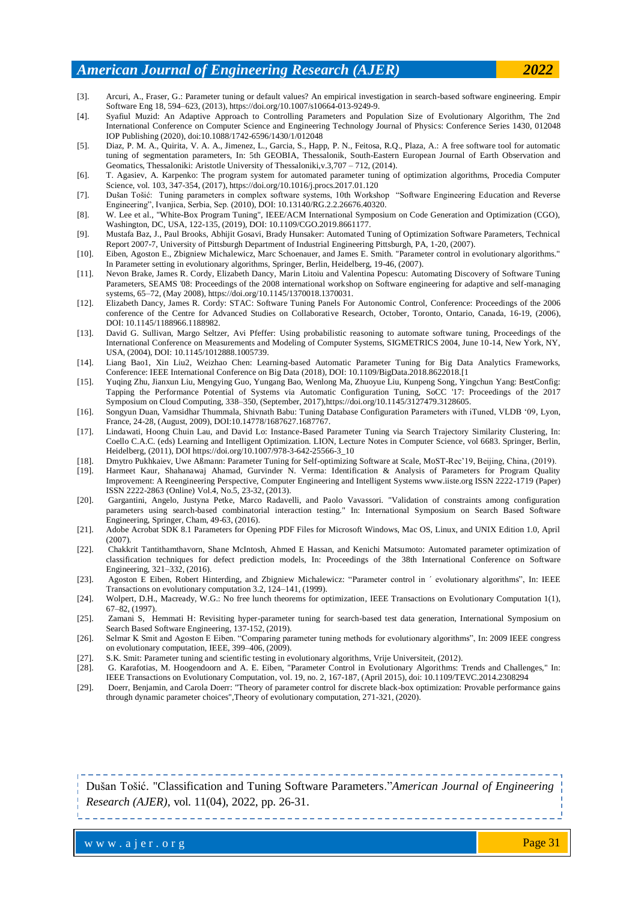[3]. Arcuri, A., Fraser, G.: Parameter tuning or default values? An empirical investigation in search-based software engineering. Empir Software Eng 18, 594–623, (2013), https://doi.org/10.1007/s10664-013-9249-9.

[4]. Syafiul Muzid: An Adaptive Approach to Controlling Parameters and Population Size of Evolutionary Algorithm, The 2nd International Conference on Computer Science and Engineering Technology Journal of Physics: Conference Series 1430, 012048 IOP Publishing (2020), doi:10.1088/1742-6596/1430/1/012048

[5]. Diaz, P. M. A., Quirita, V. A. A., Jimenez, L., Garcia, S., Happ, P. N., Feitosa, R.Q., Plaza, A.: A free software tool for automatic tuning of segmentation parameters, In: 5th GEOBIA, Thessalonik, South-Eastern European Journal of Earth Observation and Geomatics, Thessaloniki: Aristotle University of Thessaloniki,v.3,707 – 712, (2014).

[6]. T. Agasiev, A. Karpenko: The program system for automated parameter tuning of optimization algorithms, Procedia Computer Science, vol. 103, 347-354, (2017), https://doi.org/10.1016/j.procs.2017.01.120

[7]. Dušan Tošić: Tuning parameters in complex software systems, 10th Workshop "Software Engineering Education and Reverse Engineering", Ivanjica, Serbia, Sep. (2010), DOI: 10.13140/RG.2.2.26676.40320.

[8]. W. Lee et al., "White-Box Program Tuning", IEEE/ACM International Symposium on Code Generation and Optimization (CGO), Washington, DC, USA, 122-135, (2019), DOI: 10.1109/CGO.2019.8661177.

[9]. Mustafa Baz, J., Paul Brooks, Abhijit Gosavi, Brady Hunsaker: Automated Tuning of Optimization Software Parameters, Technical Report 2007-7, University of Pittsburgh Department of Industrial Engineering Pittsburgh, PA, 1-20, (2007).

[10]. Eiben, Agoston E., Zbigniew Michalewicz, Marc Schoenauer, and James E. Smith. "Parameter control in evolutionary algorithms." In Parameter setting in evolutionary algorithms, Springer, Berlin, Heidelberg, 19-46, (2007).

[11]. Nevon Brake, James R. Cordy, Elizabeth Dancy, Marin Litoiu and Valentina Popescu: Automating Discovery of Software Tuning Parameters, SEAMS '08: Proceedings of the 2008 international workshop on Software engineering for adaptive and self-managing systems, 65–72, (May 2008), https://doi.org/10.1145/1370018.1370031.

[12]. Elizabeth Dancy, James R. Cordy: STAC: Software Tuning Panels For Autonomic Control, Conference: Proceedings of the 2006 conference of the Centre for Advanced Studies on Collaborative Research, October, Toronto, Ontario, Canada, 16-19, (2006), DOI: 10.1145/1188966.1188982.

[13]. David G. Sullivan, Margo Seltzer, Avi Pfeffer: Using probabilistic reasoning to automate software tuning, Proceedings of the International Conference on Measurements and Modeling of Computer Systems, SIGMETRICS 2004, June 10-14, New York, NY, USA, (2004), DOI: 10.1145/1012888.1005739.

[14]. Liang Bao1, Xin Liu2, Weizhao Chen: Learning-based Automatic Parameter Tuning for Big Data Analytics Frameworks, Conference: IEEE International Conference on Big Data (2018), DOI: 10.1109/BigData.2018.8622018.[1

[15]. Yuqing Zhu, Jianxun Liu, Mengying Guo, Yungang Bao, Wenlong Ma, Zhuoyue Liu, Kunpeng Song, Yingchun Yang: BestConfig: Tapping the Performance Potential of Systems via Automatic Configuration Tuning, SoCC '17: Proceedings of the 2017 Symposium on Cloud Computing, 338–350, (September, 2017),https://doi.org/10.1145/3127479.3128605.

[16]. Songyun Duan, Vamsidhar Thummala, Shivnath Babu: Tuning Database Configuration Parameters with iTuned, VLDB '09, Lyon, France, 24-28, (August, 2009), DOI:10.14778/1687627.1687767.

[17]. Lindawati, Hoong Chuin Lau, and David Lo: Instance-Based Parameter Tuning via Search Trajectory Similarity Clustering, In: Coello C.A.C. (eds) Learning and Intelligent Optimization. LION, Lecture Notes in Computer Science, vol 6683. Springer, Berlin, Heidelberg, (2011), DOI https://doi.org/10.1007/978-3-642-25566-3_10

[18]. Dmytro Pukhkaiev, Uwe Aßmann: Parameter Tuning for Self-optimizing Software at Scale, MoST-Rec'19, Beijing, China, (2019).

[19]. Harmeet Kaur, Shahanawaj Ahamad, Gurvinder N. Verma: Identification & Analysis of Parameters for Program Quality Improvement: A Reengineering Perspective, Computer Engineering and Intelligent Systems www.iiste.org ISSN 2222-1719 (Paper) ISSN 2222-2863 (Online) Vol.4, No.5, 23-32, (2013).

[20]. Gargantini, Angelo, Justyna Petke, Marco Radavelli, and Paolo Vavassori. "Validation of constraints among configuration parameters using search-based combinatorial interaction testing." In: International Symposium on Search Based Software Engineering, Springer, Cham, 49-63, (2016).

[21]. Adobe Acrobat SDK 8.1 Parameters for Opening PDF Files for Microsoft Windows, Mac OS, Linux, and UNIX Edition 1.0, April (2007).

[22]. Chakkrit Tantithamthavorn, Shane McIntosh, Ahmed E Hassan, and Kenichi Matsumoto: Automated parameter optimization of classification techniques for defect prediction models, In: Proceedings of the 38th International Conference on Software Engineering, 321–332, (2016).

[23]. Agoston E Eiben, Robert Hinterding, and Zbigniew Michalewicz: "Parameter control in ´ evolutionary algorithms", In: IEEE Transactions on evolutionary computation 3.2, 124–141, (1999).

[24]. Wolpert, D.H., Macready, W.G.: No free lunch theorems for optimization, IEEE Transactions on Evolutionary Computation 1(1), 67–82, (1997).

[25]. Zamani S, Hemmati H: Revisiting hyper-parameter tuning for search-based test data generation, International Symposium on Search Based Software Engineering, 137-152, (2019).

[26]. Selmar K Smit and Agoston E Eiben. "Comparing parameter tuning methods for evolutionary algorithms", In: 2009 IEEE congress on evolutionary computation, IEEE, 399–406, (2009).

[27]. S.K. Smit: Parameter tuning and scientific testing in evolutionary algorithms, Vrije Universiteit, (2012).

[28]. G. Karafotias, M. Hoogendoorn and A. E. Eiben, "Parameter Control in Evolutionary Algorithms: Trends and Challenges," In: IEEE Transactions on Evolutionary Computation, vol. 19, no. 2, 167-187, (April 2015), doi: 10.1109/TEVC.2014.2308294

[29]. Doerr, Benjamin, and Carola Doerr: "Theory of parameter control for discrete black-box optimization: Provable performance gains through dynamic parameter choices",Theory of evolutionary computation, 271-321, (2020).

Dušan Tošić. "Classification and Tuning Software Parameters."*American Journal of Engineering Research (AJER)*, vol. 11(04), 2022, pp. 26-31.